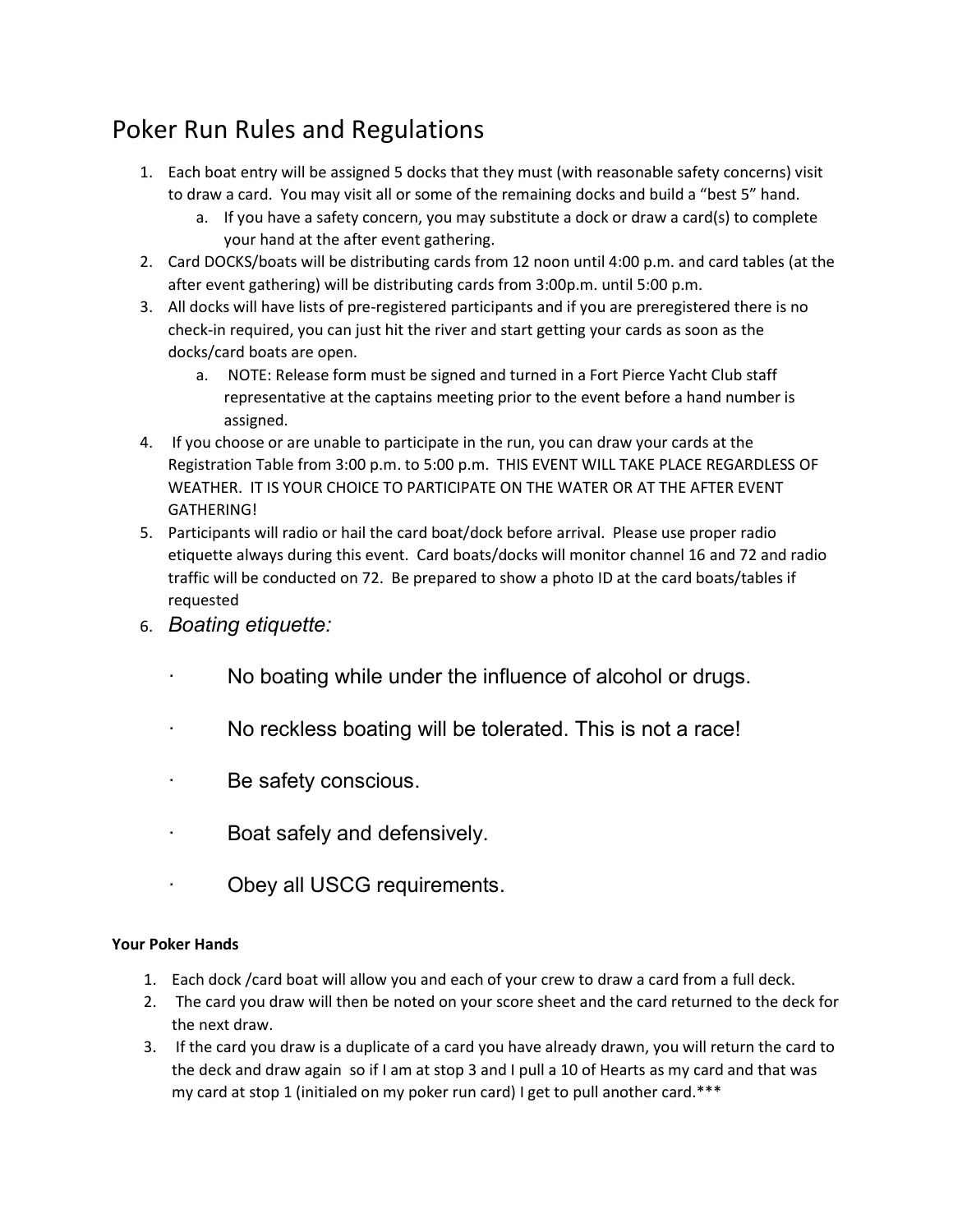# Poker Run Rules and Regulations

1. Each boat entry will be assigned 5 docks that they must (with reasonable safety concerns) visit to draw a card. You may visit all or some of the remaining docks and build a "best 5" hand.
   a. If you have a safety concern, you may substitute a dock or draw a card(s) to complete your hand at the after event gathering.
2. Card DOCKS/boats will be distributing cards from 12 noon until 4:00 p.m. and card tables (at the after event gathering) will be distributing cards from 3:00p.m. until 5:00 p.m.
3. All docks will have lists of pre-registered participants and if you are preregistered there is no check-in required, you can just hit the river and start getting your cards as soon as the docks/card boats are open.
   a. NOTE: Release form must be signed and turned in a Fort Pierce Yacht Club staff representative at the captains meeting prior to the event before a hand number is assigned.
4. If you choose or are unable to participate in the run, you can draw your cards at the Registration Table from 3:00 p.m. to 5:00 p.m. THIS EVENT WILL TAKE PLACE REGARDLESS OF WEATHER. IT IS YOUR CHOICE TO PARTICIPATE ON THE WATER OR AT THE AFTER EVENT GATHERING!
5. Participants will radio or hail the card boat/dock before arrival. Please use proper radio etiquette always during this event. Card boats/docks will monitor channel 16 and 72 and radio traffic will be conducted on 72. Be prepared to show a photo ID at the card boats/tables if requested
6. *Boating etiquette:*
   - No boating while under the influence of alcohol or drugs.
   - No reckless boating will be tolerated. This is not a race!
   - Be safety conscious.
   - Boat safely and defensively.
   - Obey all USCG requirements.

**Your Poker Hands**

1. Each dock /card boat will allow you and each of your crew to draw a card from a full deck.
2. The card you draw will then be noted on your score sheet and the card returned to the deck for the next draw.
3. If the card you draw is a duplicate of a card you have already drawn, you will return the card to the deck and draw again so if I am at stop 3 and I pull a 10 of Hearts as my card and that was my card at stop 1 (initialed on my poker run card) I get to pull another card.***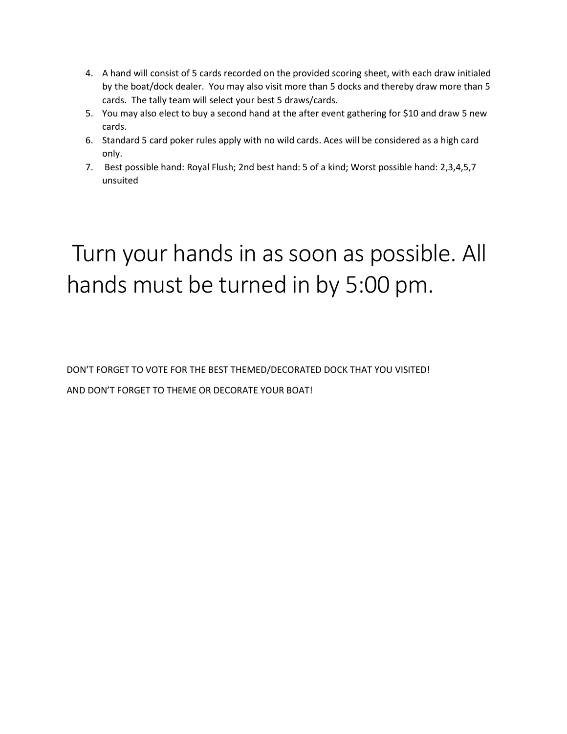4. A hand will consist of 5 cards recorded on the provided scoring sheet, with each draw initialed by the boat/dock dealer. You may also visit more than 5 docks and thereby draw more than 5 cards. The tally team will select your best 5 draws/cards.
5. You may also elect to buy a second hand at the after event gathering for $10 and draw 5 new cards.
6. Standard 5 card poker rules apply with no wild cards. Aces will be considered as a high card only.
7. Best possible hand: Royal Flush; 2nd best hand: 5 of a kind; Worst possible hand: 2,3,4,5,7 unsuited

# Turn your hands in as soon as possible. All hands must be turned in by 5:00 pm.

DON'T FORGET TO VOTE FOR THE BEST THEMED/DECORATED DOCK THAT YOU VISITED!

AND DON'T FORGET TO THEME OR DECORATE YOUR BOAT!